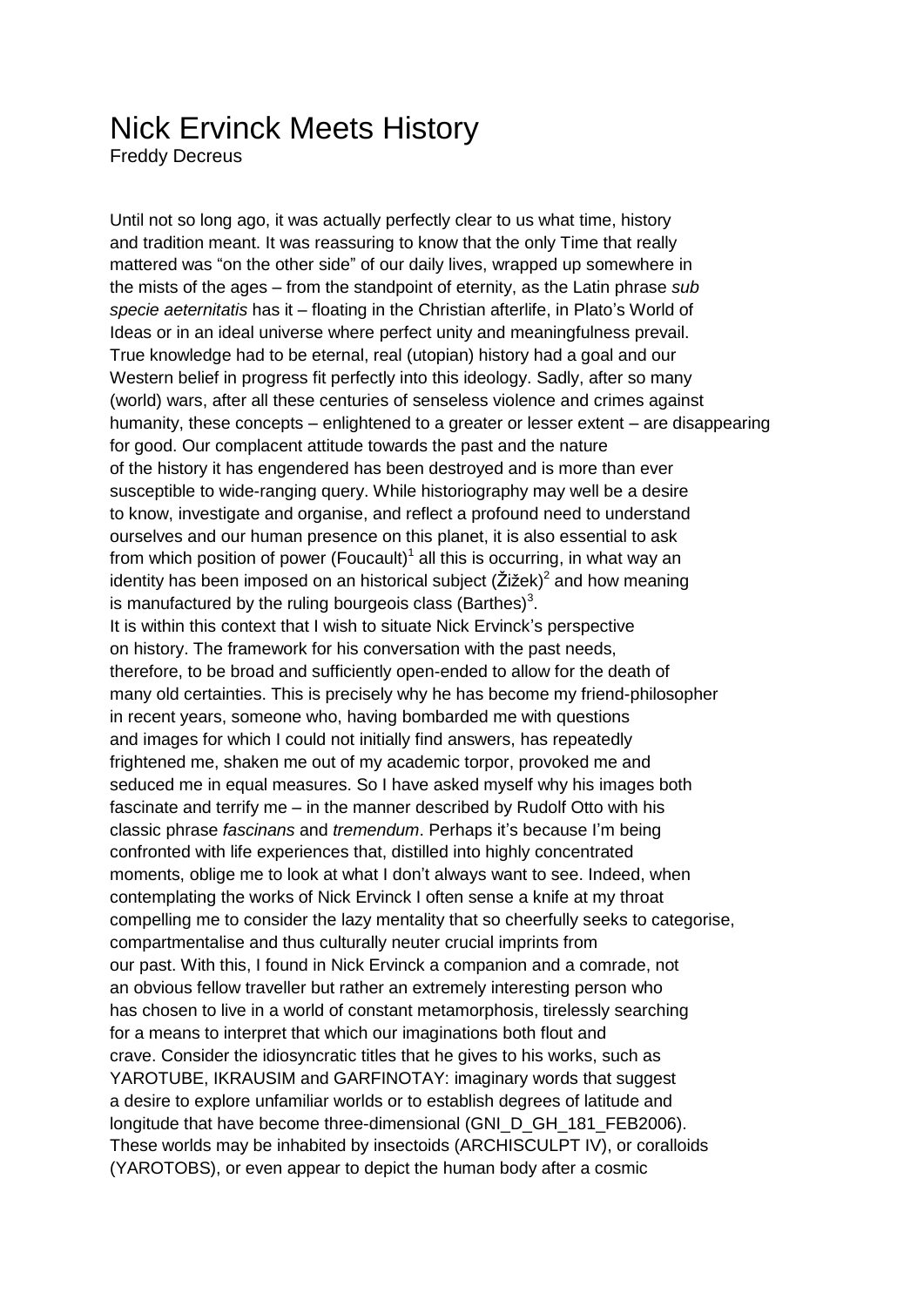# Nick Ervinck Meets History

Freddy Decreus

Until not so long ago, it was actually perfectly clear to us what time, history and tradition meant. It was reassuring to know that the only Time that really mattered was "on the other side" of our daily lives, wrapped up somewhere in the mists of the ages – from the standpoint of eternity, as the Latin phrase *sub specie aeternitatis* has it – floating in the Christian afterlife, in Plato's World of Ideas or in an ideal universe where perfect unity and meaningfulness prevail. True knowledge had to be eternal, real (utopian) history had a goal and our Western belief in progress fit perfectly into this ideology. Sadly, after so many (world) wars, after all these centuries of senseless violence and crimes against humanity, these concepts – enlightened to a greater or lesser extent – are disappearing for good. Our complacent attitude towards the past and the nature of the history it has engendered has been destroyed and is more than ever susceptible to wide-ranging query. While historiography may well be a desire to know, investigate and organise, and reflect a profound need to understand ourselves and our human presence on this planet, it is also essential to ask from which position of power (Foucault)[1] all this is occurring, in what way an identity has been imposed on an historical subject (Žižek)[2] and how meaning is manufactured by the ruling bourgeois class (Barthes)[3].

It is within this context that I wish to situate Nick Ervinck's perspective on history. The framework for his conversation with the past needs, therefore, to be broad and sufficiently open-ended to allow for the death of many old certainties. This is precisely why he has become my friend-philosopher in recent years, someone who, having bombarded me with questions and images for which I could not initially find answers, has repeatedly frightened me, shaken me out of my academic torpor, provoked me and seduced me in equal measures. So I have asked myself why his images both fascinate and terrify me – in the manner described by Rudolf Otto with his classic phrase *fascinans* and *tremendum*. Perhaps it's because I'm being confronted with life experiences that, distilled into highly concentrated moments, oblige me to look at what I don't always want to see. Indeed, when contemplating the works of Nick Ervinck I often sense a knife at my throat compelling me to consider the lazy mentality that so cheerfully seeks to categorise, compartmentalise and thus culturally neuter crucial imprints from our past. With this, I found in Nick Ervinck a companion and a comrade, not an obvious fellow traveller but rather an extremely interesting person who has chosen to live in a world of constant metamorphosis, tirelessly searching for a means to interpret that which our imaginations both flout and crave. Consider the idiosyncratic titles that he gives to his works, such as YAROTUBE, IKRAUSIM and GARFINOTAY: imaginary words that suggest a desire to explore unfamiliar worlds or to establish degrees of latitude and longitude that have become three-dimensional (GNI_D_GH_181_FEB2006). These worlds may be inhabited by insectoids (ARCHISCULPT IV), or coralloids (YAROTOBS), or even appear to depict the human body after a cosmic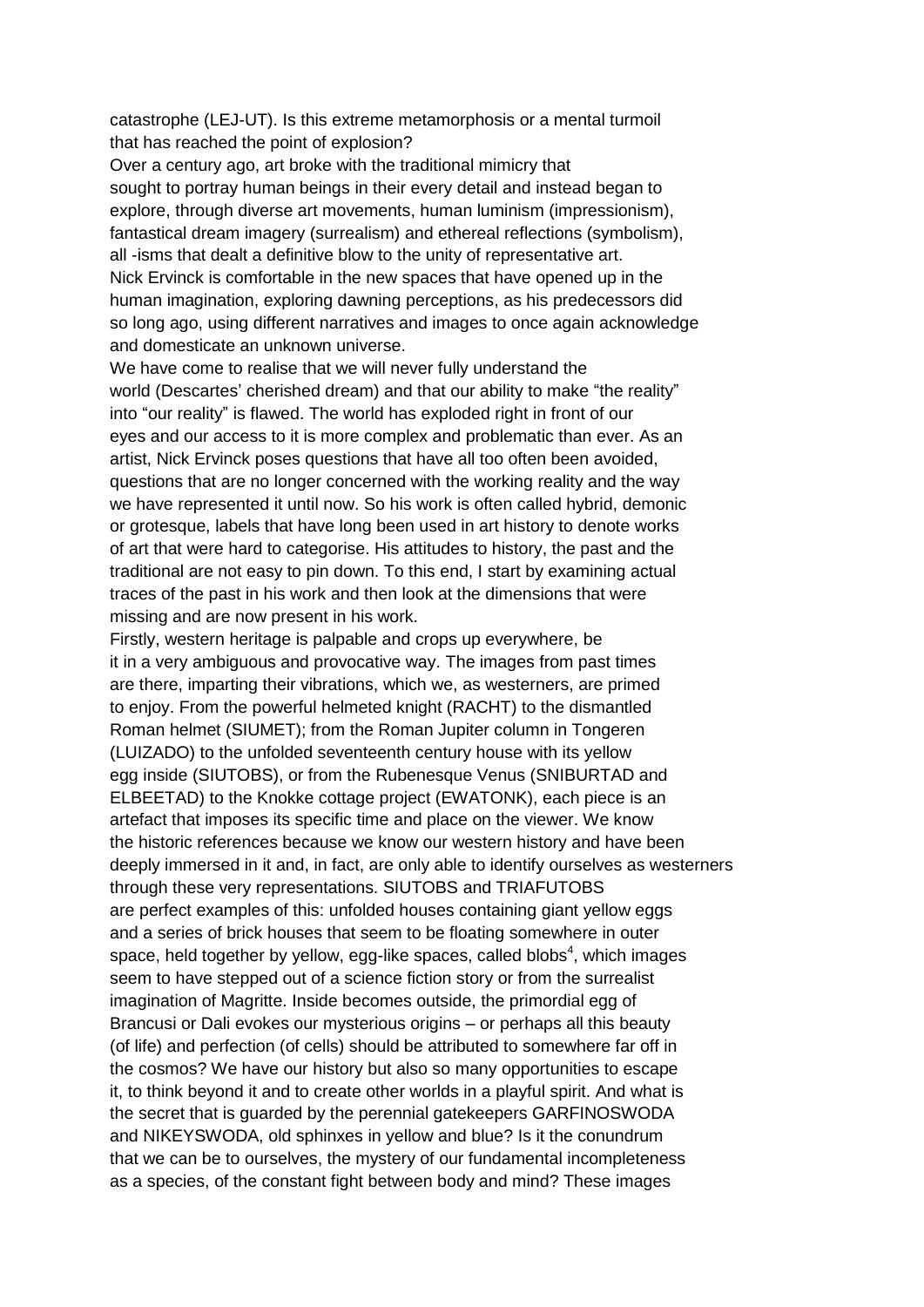catastrophe (LEJ-UT). Is this extreme metamorphosis or a mental turmoil that has reached the point of explosion?

Over a century ago, art broke with the traditional mimicry that sought to portray human beings in their every detail and instead began to explore, through diverse art movements, human luminism (impressionism), fantastical dream imagery (surrealism) and ethereal reflections (symbolism), all -isms that dealt a definitive blow to the unity of representative art. Nick Ervinck is comfortable in the new spaces that have opened up in the human imagination, exploring dawning perceptions, as his predecessors did so long ago, using different narratives and images to once again acknowledge and domesticate an unknown universe.

We have come to realise that we will never fully understand the world (Descartes' cherished dream) and that our ability to make "the reality" into "our reality" is flawed. The world has exploded right in front of our eyes and our access to it is more complex and problematic than ever. As an artist, Nick Ervinck poses questions that have all too often been avoided, questions that are no longer concerned with the working reality and the way we have represented it until now. So his work is often called hybrid, demonic or grotesque, labels that have long been used in art history to denote works of art that were hard to categorise. His attitudes to history, the past and the traditional are not easy to pin down. To this end, I start by examining actual traces of the past in his work and then look at the dimensions that were missing and are now present in his work.

Firstly, western heritage is palpable and crops up everywhere, be it in a very ambiguous and provocative way. The images from past times are there, imparting their vibrations, which we, as westerners, are primed to enjoy. From the powerful helmeted knight (RACHT) to the dismantled Roman helmet (SIUMET); from the Roman Jupiter column in Tongeren (LUIZADO) to the unfolded seventeenth century house with its yellow egg inside (SIUTOBS), or from the Rubenesque Venus (SNIBURTAD and ELBEETAD) to the Knokke cottage project (EWATONK), each piece is an artefact that imposes its specific time and place on the viewer. We know the historic references because we know our western history and have been deeply immersed in it and, in fact, are only able to identify ourselves as westerners through these very representations. SIUTOBS and TRIAFUTOBS are perfect examples of this: unfolded houses containing giant yellow eggs and a series of brick houses that seem to be floating somewhere in outer space, held together by yellow, egg-like spaces, called blobs[4], which images seem to have stepped out of a science fiction story or from the surrealist imagination of Magritte. Inside becomes outside, the primordial egg of Brancusi or Dali evokes our mysterious origins – or perhaps all this beauty (of life) and perfection (of cells) should be attributed to somewhere far off in the cosmos? We have our history but also so many opportunities to escape it, to think beyond it and to create other worlds in a playful spirit. And what is the secret that is guarded by the perennial gatekeepers GARFINOSWODA and NIKEYSWODA, old sphinxes in yellow and blue? Is it the conundrum that we can be to ourselves, the mystery of our fundamental incompleteness as a species, of the constant fight between body and mind? These images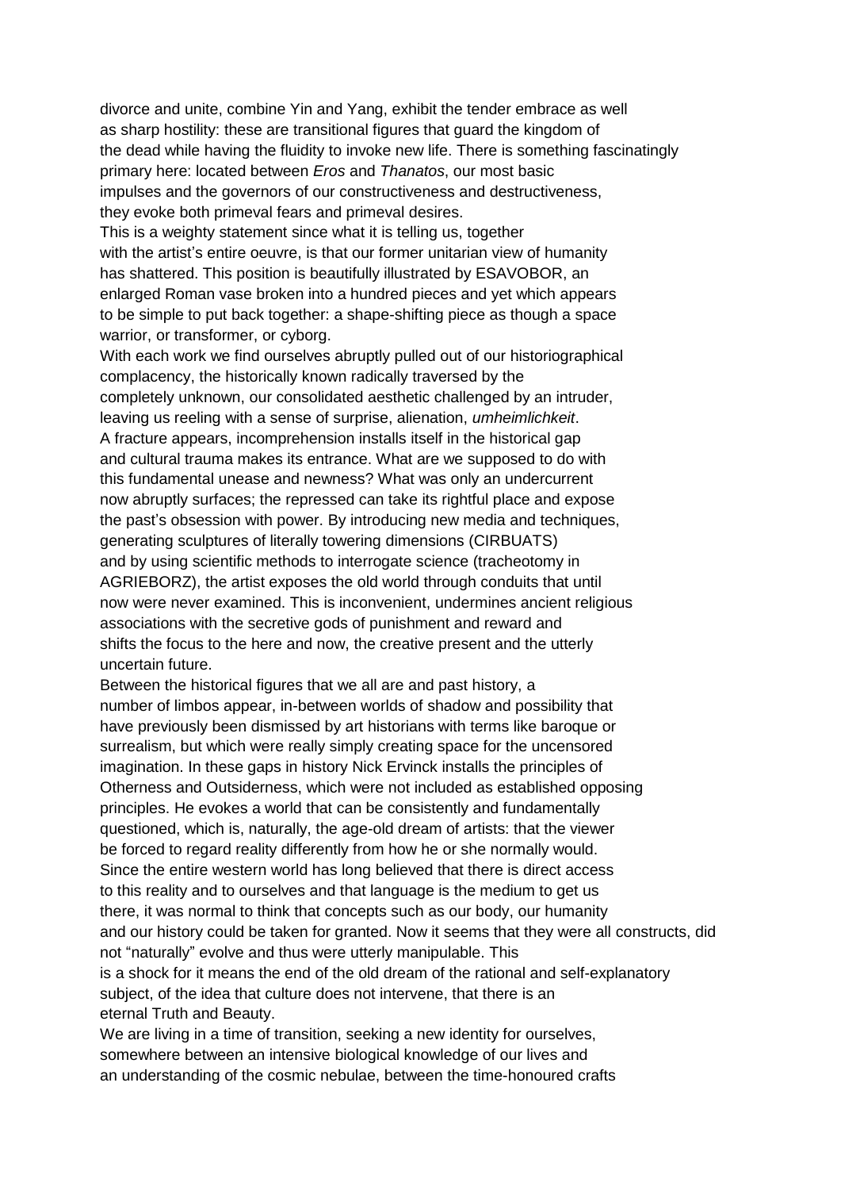divorce and unite, combine Yin and Yang, exhibit the tender embrace as well as sharp hostility: these are transitional figures that guard the kingdom of the dead while having the fluidity to invoke new life. There is something fascinatingly primary here: located between *Eros* and *Thanatos*, our most basic impulses and the governors of our constructiveness and destructiveness, they evoke both primeval fears and primeval desires.

This is a weighty statement since what it is telling us, together with the artist's entire oeuvre, is that our former unitarian view of humanity has shattered. This position is beautifully illustrated by ESAVOBOR, an enlarged Roman vase broken into a hundred pieces and yet which appears to be simple to put back together: a shape-shifting piece as though a space warrior, or transformer, or cyborg.

With each work we find ourselves abruptly pulled out of our historiographical complacency, the historically known radically traversed by the completely unknown, our consolidated aesthetic challenged by an intruder, leaving us reeling with a sense of surprise, alienation, *umheimlichkeit*. A fracture appears, incomprehension installs itself in the historical gap and cultural trauma makes its entrance. What are we supposed to do with this fundamental unease and newness? What was only an undercurrent now abruptly surfaces; the repressed can take its rightful place and expose the past's obsession with power. By introducing new media and techniques, generating sculptures of literally towering dimensions (CIRBUATS) and by using scientific methods to interrogate science (tracheotomy in AGRIEBORZ), the artist exposes the old world through conduits that until now were never examined. This is inconvenient, undermines ancient religious associations with the secretive gods of punishment and reward and shifts the focus to the here and now, the creative present and the utterly uncertain future.

Between the historical figures that we all are and past history, a number of limbos appear, in-between worlds of shadow and possibility that have previously been dismissed by art historians with terms like baroque or surrealism, but which were really simply creating space for the uncensored imagination. In these gaps in history Nick Ervinck installs the principles of Otherness and Outsiderness, which were not included as established opposing principles. He evokes a world that can be consistently and fundamentally questioned, which is, naturally, the age-old dream of artists: that the viewer be forced to regard reality differently from how he or she normally would. Since the entire western world has long believed that there is direct access to this reality and to ourselves and that language is the medium to get us there, it was normal to think that concepts such as our body, our humanity and our history could be taken for granted. Now it seems that they were all constructs, did not "naturally" evolve and thus were utterly manipulable. This is a shock for it means the end of the old dream of the rational and self-explanatory subject, of the idea that culture does not intervene, that there is an eternal Truth and Beauty.

We are living in a time of transition, seeking a new identity for ourselves, somewhere between an intensive biological knowledge of our lives and an understanding of the cosmic nebulae, between the time-honoured crafts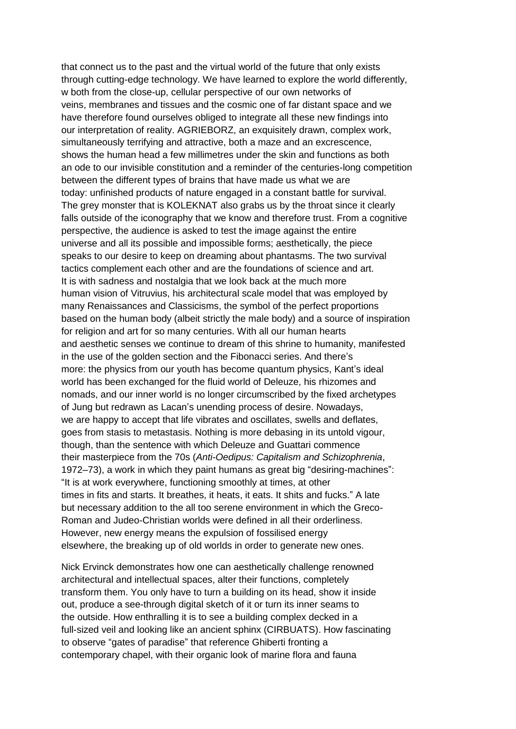that connect us to the past and the virtual world of the future that only exists through cutting-edge technology. We have learned to explore the world differently, w both from the close-up, cellular perspective of our own networks of veins, membranes and tissues and the cosmic one of far distant space and we have therefore found ourselves obliged to integrate all these new findings into our interpretation of reality. AGRIEBORZ, an exquisitely drawn, complex work, simultaneously terrifying and attractive, both a maze and an excrescence, shows the human head a few millimetres under the skin and functions as both an ode to our invisible constitution and a reminder of the centuries-long competition between the different types of brains that have made us what we are today: unfinished products of nature engaged in a constant battle for survival. The grey monster that is KOLEKNAT also grabs us by the throat since it clearly falls outside of the iconography that we know and therefore trust. From a cognitive perspective, the audience is asked to test the image against the entire universe and all its possible and impossible forms; aesthetically, the piece speaks to our desire to keep on dreaming about phantasms. The two survival tactics complement each other and are the foundations of science and art. It is with sadness and nostalgia that we look back at the much more human vision of Vitruvius, his architectural scale model that was employed by many Renaissances and Classicisms, the symbol of the perfect proportions based on the human body (albeit strictly the male body) and a source of inspiration for religion and art for so many centuries. With all our human hearts and aesthetic senses we continue to dream of this shrine to humanity, manifested in the use of the golden section and the Fibonacci series. And there's more: the physics from our youth has become quantum physics, Kant's ideal world has been exchanged for the fluid world of Deleuze, his rhizomes and nomads, and our inner world is no longer circumscribed by the fixed archetypes of Jung but redrawn as Lacan's unending process of desire. Nowadays, we are happy to accept that life vibrates and oscillates, swells and deflates, goes from stasis to metastasis. Nothing is more debasing in its untold vigour, though, than the sentence with which Deleuze and Guattari commence their masterpiece from the 70s (*Anti-Oedipus: Capitalism and Schizophrenia*, 1972–73), a work in which they paint humans as great big "desiring-machines": "It is at work everywhere, functioning smoothly at times, at other times in fits and starts. It breathes, it heats, it eats. It shits and fucks." A late but necessary addition to the all too serene environment in which the Greco-Roman and Judeo-Christian worlds were defined in all their orderliness. However, new energy means the expulsion of fossilised energy elsewhere, the breaking up of old worlds in order to generate new ones.

Nick Ervinck demonstrates how one can aesthetically challenge renowned architectural and intellectual spaces, alter their functions, completely transform them. You only have to turn a building on its head, show it inside out, produce a see-through digital sketch of it or turn its inner seams to the outside. How enthralling it is to see a building complex decked in a full-sized veil and looking like an ancient sphinx (CIRBUATS). How fascinating to observe "gates of paradise" that reference Ghiberti fronting a contemporary chapel, with their organic look of marine flora and fauna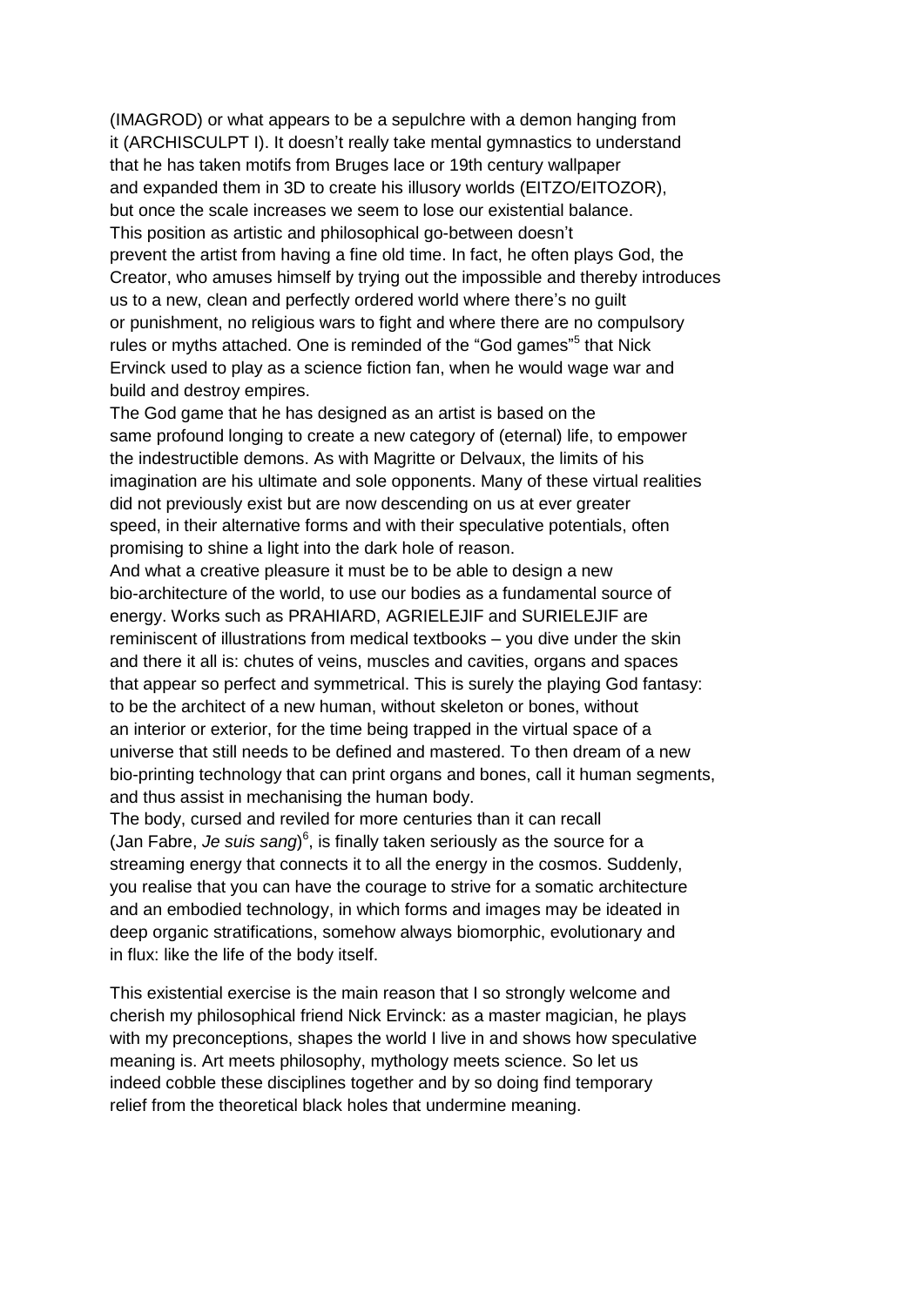(IMAGROD) or what appears to be a sepulchre with a demon hanging from it (ARCHISCULPT I). It doesn't really take mental gymnastics to understand that he has taken motifs from Bruges lace or 19th century wallpaper and expanded them in 3D to create his illusory worlds (EITZO/EITOZOR), but once the scale increases we seem to lose our existential balance.

This position as artistic and philosophical go-between doesn't prevent the artist from having a fine old time. In fact, he often plays God, the Creator, who amuses himself by trying out the impossible and thereby introduces us to a new, clean and perfectly ordered world where there's no guilt or punishment, no religious wars to fight and where there are no compulsory rules or myths attached. One is reminded of the "God games"[5] that Nick Ervinck used to play as a science fiction fan, when he would wage war and build and destroy empires.

The God game that he has designed as an artist is based on the same profound longing to create a new category of (eternal) life, to empower the indestructible demons. As with Magritte or Delvaux, the limits of his imagination are his ultimate and sole opponents. Many of these virtual realities did not previously exist but are now descending on us at ever greater speed, in their alternative forms and with their speculative potentials, often promising to shine a light into the dark hole of reason.

And what a creative pleasure it must be to be able to design a new bio-architecture of the world, to use our bodies as a fundamental source of energy. Works such as PRAHIARD, AGRIELEJIF and SURIELEJIF are reminiscent of illustrations from medical textbooks – you dive under the skin and there it all is: chutes of veins, muscles and cavities, organs and spaces that appear so perfect and symmetrical. This is surely the playing God fantasy: to be the architect of a new human, without skeleton or bones, without an interior or exterior, for the time being trapped in the virtual space of a universe that still needs to be defined and mastered. To then dream of a new bio-printing technology that can print organs and bones, call it human segments, and thus assist in mechanising the human body.

The body, cursed and reviled for more centuries than it can recall (Jan Fabre, *Je suis sang*)[6], is finally taken seriously as the source for a streaming energy that connects it to all the energy in the cosmos. Suddenly, you realise that you can have the courage to strive for a somatic architecture and an embodied technology, in which forms and images may be ideated in deep organic stratifications, somehow always biomorphic, evolutionary and in flux: like the life of the body itself.

This existential exercise is the main reason that I so strongly welcome and cherish my philosophical friend Nick Ervinck: as a master magician, he plays with my preconceptions, shapes the world I live in and shows how speculative meaning is. Art meets philosophy, mythology meets science. So let us indeed cobble these disciplines together and by so doing find temporary relief from the theoretical black holes that undermine meaning.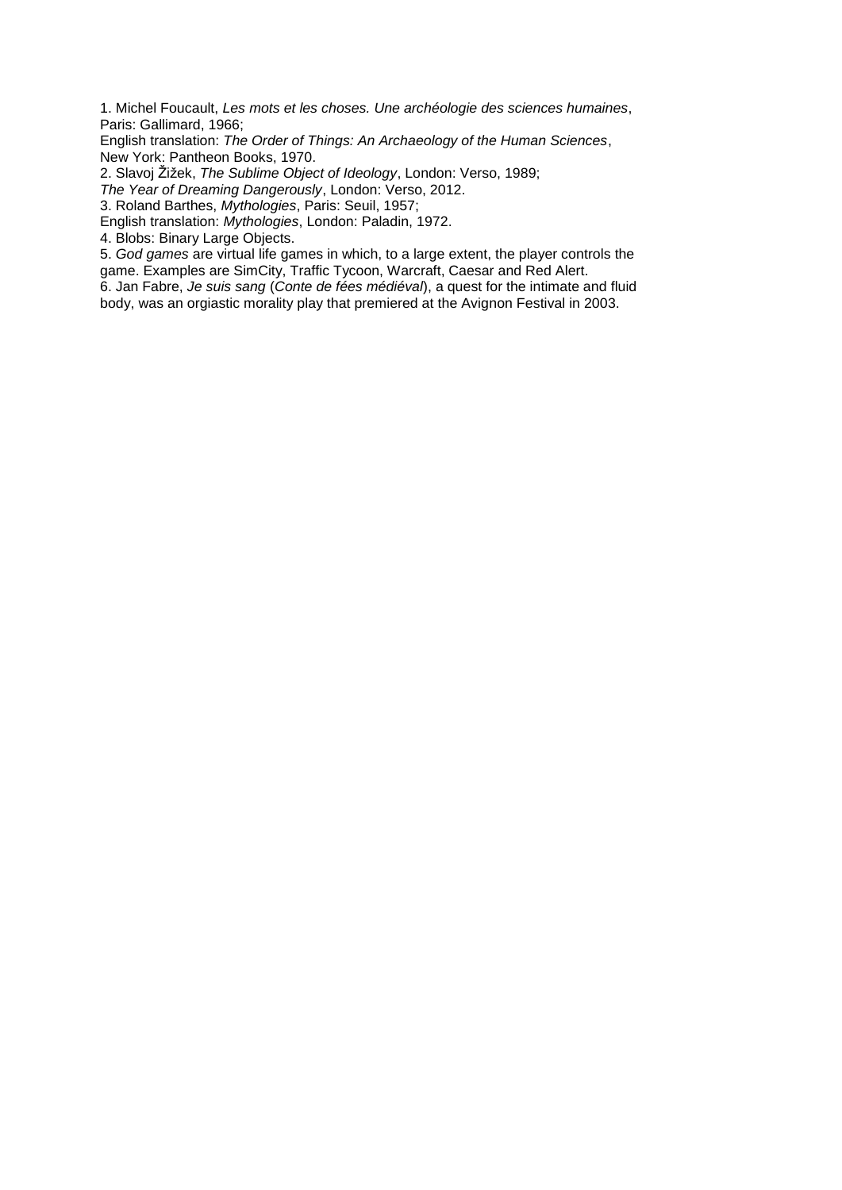1. Michel Foucault, *Les mots et les choses. Une archéologie des sciences humaines*, Paris: Gallimard, 1966;
English translation: *The Order of Things: An Archaeology of the Human Sciences*, New York: Pantheon Books, 1970.
2. Slavoj Žižek, *The Sublime Object of Ideology*, London: Verso, 1989;
*The Year of Dreaming Dangerously*, London: Verso, 2012.
3. Roland Barthes, *Mythologies*, Paris: Seuil, 1957;
English translation: *Mythologies*, London: Paladin, 1972.
4. Blobs: Binary Large Objects.
5. *God games* are virtual life games in which, to a large extent, the player controls the game. Examples are SimCity, Traffic Tycoon, Warcraft, Caesar and Red Alert.
6. Jan Fabre, *Je suis sang* (*Conte de fées médiéval*), a quest for the intimate and fluid body, was an orgiastic morality play that premiered at the Avignon Festival in 2003.